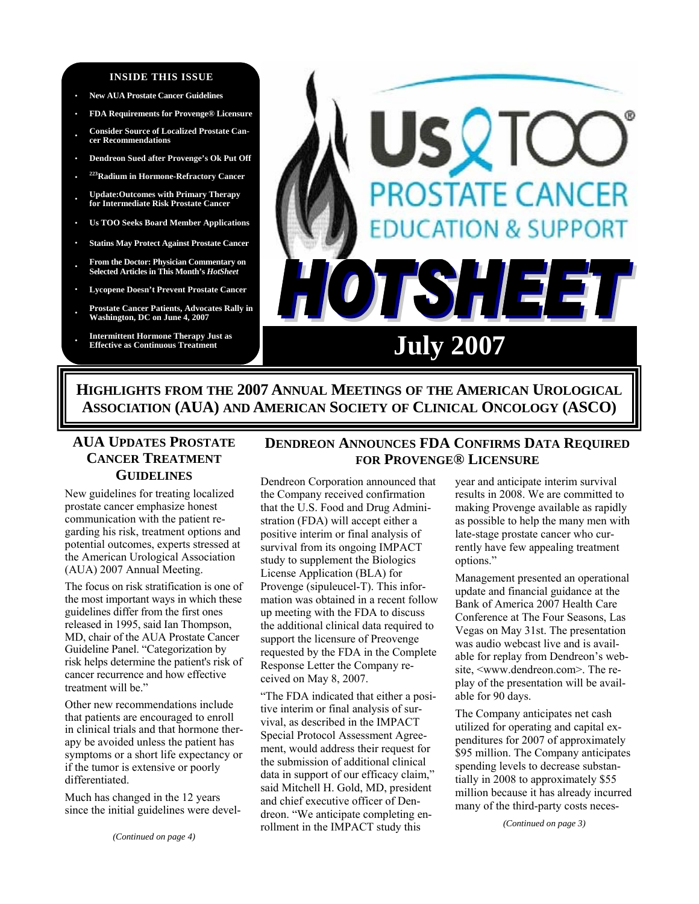**INSIDE THIS ISSUE**

- New AUA Prostate Cancer Guidelines
- FDA Requirements for Provenge® Licensure
- Consider Source of Localized Prostate Cancer Recommendations
- Dendreon Sued after Provenge's Ok Put Off
- [223]Radium in Hormone-Refractory Cancer
- Update:Outcomes with Primary Therapy for Intermediate Risk Prostate Cancer
- Us TOO Seeks Board Member Applications
- Statins May Protect Against Prostate Cancer
- From the Doctor: Physician Commentary on Selected Articles in This Month's *HotSheet*
- Lycopene Doesn't Prevent Prostate Cancer
- Prostate Cancer Patients, Advocates Rally in Washington, DC on June 4, 2007
- Intermittent Hormone Therapy Just as Effective as Continuous Treatment

# Us TOO® PROSTATE CANCER EDUCATION & SUPPORT HOTSHEET

**July 2007**

## HIGHLIGHTS FROM THE 2007 ANNUAL MEETINGS OF THE AMERICAN UROLOGICAL ASSOCIATION (AUA) AND AMERICAN SOCIETY OF CLINICAL ONCOLOGY (ASCO)

### AUA UPDATES PROSTATE CANCER TREATMENT GUIDELINES

New guidelines for treating localized prostate cancer emphasize honest communication with the patient regarding his risk, treatment options and potential outcomes, experts stressed at the American Urological Association (AUA) 2007 Annual Meeting.

The focus on risk stratification is one of the most important ways in which these guidelines differ from the first ones released in 1995, said Ian Thompson, MD, chair of the AUA Prostate Cancer Guideline Panel. "Categorization by risk helps determine the patient's risk of cancer recurrence and how effective treatment will be."

Other new recommendations include that patients are encouraged to enroll in clinical trials and that hormone therapy be avoided unless the patient has symptoms or a short life expectancy or if the tumor is extensive or poorly differentiated.

Much has changed in the 12 years since the initial guidelines were devel-

*(Continued on page 4)*

### DENDREON ANNOUNCES FDA CONFIRMS DATA REQUIRED FOR PROVENGE® LICENSURE

Dendreon Corporation announced that the Company received confirmation that the U.S. Food and Drug Administration (FDA) will accept either a positive interim or final analysis of survival from its ongoing IMPACT study to supplement the Biologics License Application (BLA) for Provenge (sipuleucel-T). This information was obtained in a recent follow up meeting with the FDA to discuss the additional clinical data required to support the licensure of Preovenge requested by the FDA in the Complete Response Letter the Company received on May 8, 2007.

"The FDA indicated that either a positive interim or final analysis of survival, as described in the IMPACT Special Protocol Assessment Agreement, would address their request for the submission of additional clinical data in support of our efficacy claim," said Mitchell H. Gold, MD, president and chief executive officer of Dendreon. "We anticipate completing enrollment in the IMPACT study this year and anticipate interim survival results in 2008. We are committed to making Provenge available as rapidly as possible to help the many men with late-stage prostate cancer who currently have few appealing treatment options."

Management presented an operational update and financial guidance at the Bank of America 2007 Health Care Conference at The Four Seasons, Las Vegas on May 31st. The presentation was audio webcast live and is available for replay from Dendreon's website, <www.dendreon.com>. The replay of the presentation will be available for 90 days.

The Company anticipates net cash utilized for operating and capital expenditures for 2007 of approximately $95 million. The Company anticipates spending levels to decrease substantially in 2008 to approximately $55 million because it has already incurred many of the third-party costs neces-

*(Continued on page 3)*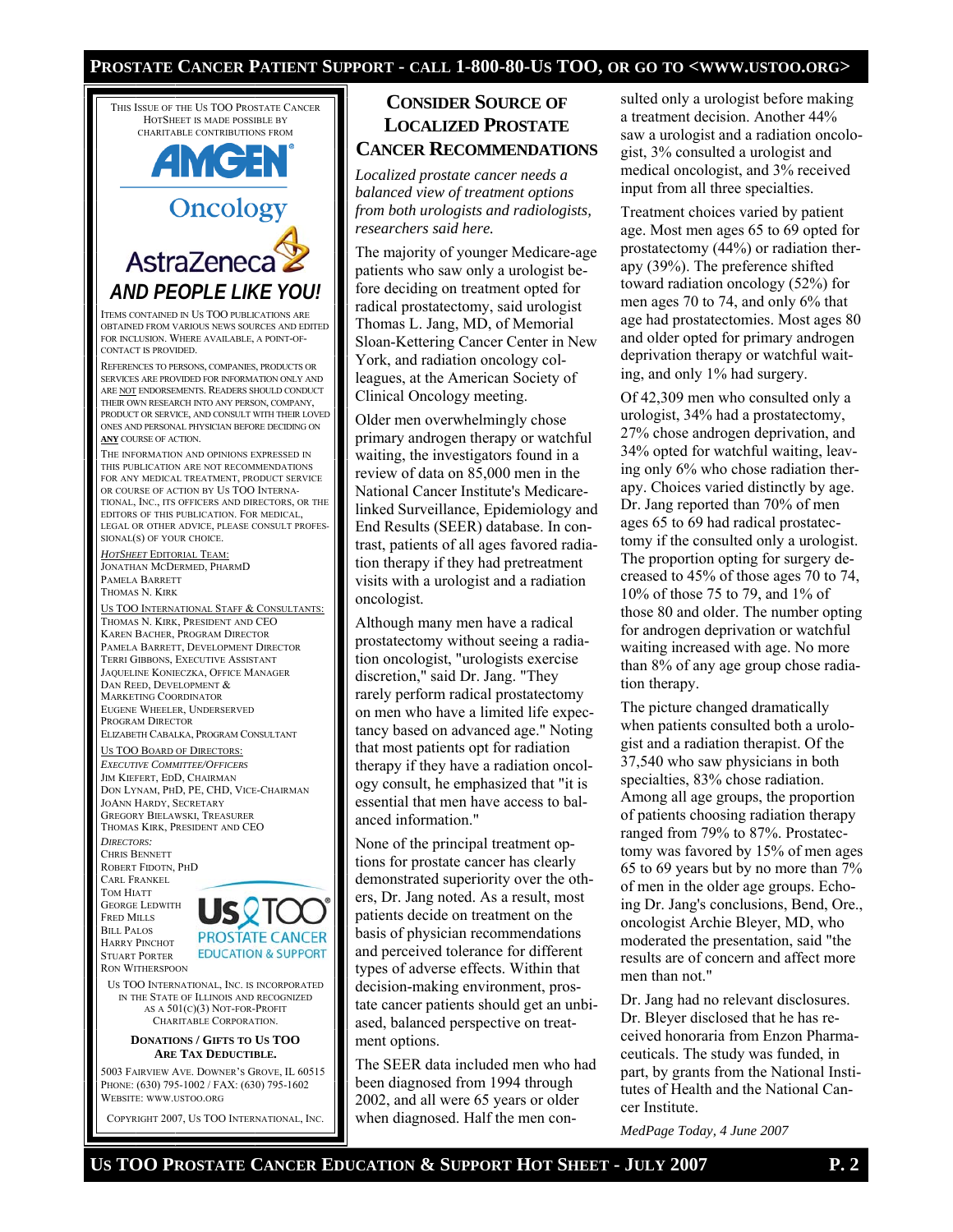THIS ISSUE OF THE US TOO PROSTATE CANCER HOTSHEET IS MADE POSSIBLE BY CHARITABLE CONTRIBUTIONS FROM

AMGEN Oncology

AstraZeneca

**AND PEOPLE LIKE YOU!**

ITEMS CONTAINED IN US TOO PUBLICATIONS ARE OBTAINED FROM VARIOUS NEWS SOURCES AND EDITED FOR INCLUSION. WHERE AVAILABLE, A POINT-OF-CONTACT IS PROVIDED.

REFERENCES TO PERSONS, COMPANIES, PRODUCTS OR SERVICES ARE PROVIDED FOR INFORMATION ONLY AND ARE NOT ENDORSEMENTS. READERS SHOULD CONDUCT THEIR OWN RESEARCH INTO ANY PERSON, COMPANY, PRODUCT OR SERVICE, AND CONSULT WITH THEIR LOVED ONES AND PERSONAL PHYSICIAN BEFORE DECIDING ON **ANY** COURSE OF ACTION.

THE INFORMATION AND OPINIONS EXPRESSED IN THIS PUBLICATION ARE NOT RECOMMENDATIONS FOR ANY MEDICAL TREATMENT, PRODUCT SERVICE OR COURSE OF ACTION BY US TOO INTERNATIONAL, INC., ITS OFFICERS AND DIRECTORS, OR THE EDITORS OF THIS PUBLICATION. FOR MEDICAL, LEGAL OR OTHER ADVICE, PLEASE CONSULT PROFESSIONAL(S) OF YOUR CHOICE.

*HOTSHEET* EDITORIAL TEAM:
JONATHAN MCDERMED, PHARMD
PAMELA BARRETT
THOMAS N. KIRK

US TOO INTERNATIONAL STAFF & CONSULTANTS:
THOMAS N. KIRK, PRESIDENT AND CEO
KAREN BACHER, PROGRAM DIRECTOR
PAMELA BARRETT, DEVELOPMENT DIRECTOR
TERRI GIBBONS, EXECUTIVE ASSISTANT
JAQUELINE KONIECZKA, OFFICE MANAGER
DAN REED, DEVELOPMENT & MARKETING COORDINATOR
EUGENE WHEELER, UNDERSERVED PROGRAM DIRECTOR
ELIZABETH CABALKA, PROGRAM CONSULTANT

US TOO BOARD OF DIRECTORS:
*EXECUTIVE COMMITTEE/OFFICERS*
JIM KIEFERT, EDD, CHAIRMAN
DON LYNAM, PHD, PE, CHD, VICE-CHAIRMAN
JOANN HARDY, SECRETARY
GREGORY BIELAWSKI, TREASURER
THOMAS KIRK, PRESIDENT AND CEO

*DIRECTORS:*
CHRIS BENNETT
ROBERT FIDOTN, PHD
CARL FRANKEL
TOM HIATT
GEORGE LEDWITH
FRED MILLS
BILL PALOS
HARRY PINCHOT
STUART PORTER
RON WITHERSPOON

Us TOO PROSTATE CANCER EDUCATION & SUPPORT

US TOO INTERNATIONAL, INC. IS INCORPORATED IN THE STATE OF ILLINOIS AND RECOGNIZED AS A 501(C)(3) NOT-FOR-PROFIT CHARITABLE CORPORATION.

**DONATIONS / GIFTS TO US TOO ARE TAX DEDUCTIBLE.**

5003 FAIRVIEW AVE. DOWNER'S GROVE, IL 60515
PHONE: (630) 795-1002 / FAX: (630) 795-1602
WEBSITE: WWW.USTOO.ORG

COPYRIGHT 2007, US TOO INTERNATIONAL, INC.

## CONSIDER SOURCE OF LOCALIZED PROSTATE CANCER RECOMMENDATIONS

*Localized prostate cancer needs a balanced view of treatment options from both urologists and radiologists, researchers said here.*

The majority of younger Medicare-age patients who saw only a urologist before deciding on treatment opted for radical prostatectomy, said urologist Thomas L. Jang, MD, of Memorial Sloan-Kettering Cancer Center in New York, and radiation oncology colleagues, at the American Society of Clinical Oncology meeting.

Older men overwhelmingly chose primary androgen therapy or watchful waiting, the investigators found in a review of data on 85,000 men in the National Cancer Institute's Medicare-linked Surveillance, Epidemiology and End Results (SEER) database. In contrast, patients of all ages favored radiation therapy if they had pretreatment visits with a urologist and a radiation oncologist.

Although many men have a radical prostatectomy without seeing a radiation oncologist, "urologists exercise discretion," said Dr. Jang. "They rarely perform radical prostatectomy on men who have a limited life expectancy based on advanced age." Noting that most patients opt for radiation therapy if they have a radiation oncology consult, he emphasized that "it is essential that men have access to balanced information."

None of the principal treatment options for prostate cancer has clearly demonstrated superiority over the others, Dr. Jang noted. As a result, most patients decide on treatment on the basis of physician recommendations and perceived tolerance for different types of adverse effects. Within that decision-making environment, prostate cancer patients should get an unbiased, balanced perspective on treatment options.

The SEER data included men who had been diagnosed from 1994 through 2002, and all were 65 years or older when diagnosed. Half the men consulted only a urologist before making a treatment decision. Another 44% saw a urologist and a radiation oncologist, 3% consulted a urologist and medical oncologist, and 3% received input from all three specialties.

Treatment choices varied by patient age. Most men ages 65 to 69 opted for prostatectomy (44%) or radiation therapy (39%). The preference shifted toward radiation oncology (52%) for men ages 70 to 74, and only 6% that age had prostatectomies. Most ages 80 and older opted for primary androgen deprivation therapy or watchful waiting, and only 1% had surgery.

Of 42,309 men who consulted only a urologist, 34% had a prostatectomy, 27% chose androgen deprivation, and 34% opted for watchful waiting, leaving only 6% who chose radiation therapy. Choices varied distinctly by age. Dr. Jang reported than 70% of men ages 65 to 69 had radical prostatectomy if the consulted only a urologist. The proportion opting for surgery decreased to 45% of those ages 70 to 74, 10% of those 75 to 79, and 1% of those 80 and older. The number opting for androgen deprivation or watchful waiting increased with age. No more than 8% of any age group chose radiation therapy.

The picture changed dramatically when patients consulted both a urologist and a radiation therapist. Of the 37,540 who saw physicians in both specialties, 83% chose radiation. Among all age groups, the proportion of patients choosing radiation therapy ranged from 79% to 87%. Prostatectomy was favored by 15% of men ages 65 to 69 years but by no more than 7% of men in the older age groups. Echoing Dr. Jang's conclusions, Bend, Ore., oncologist Archie Bleyer, MD, who moderated the presentation, said "the results are of concern and affect more men than not."

Dr. Jang had no relevant disclosures. Dr. Bleyer disclosed that he has received honoraria from Enzon Pharmaceuticals. The study was funded, in part, by grants from the National Institutes of Health and the National Cancer Institute.

*MedPage Today, 4 June 2007*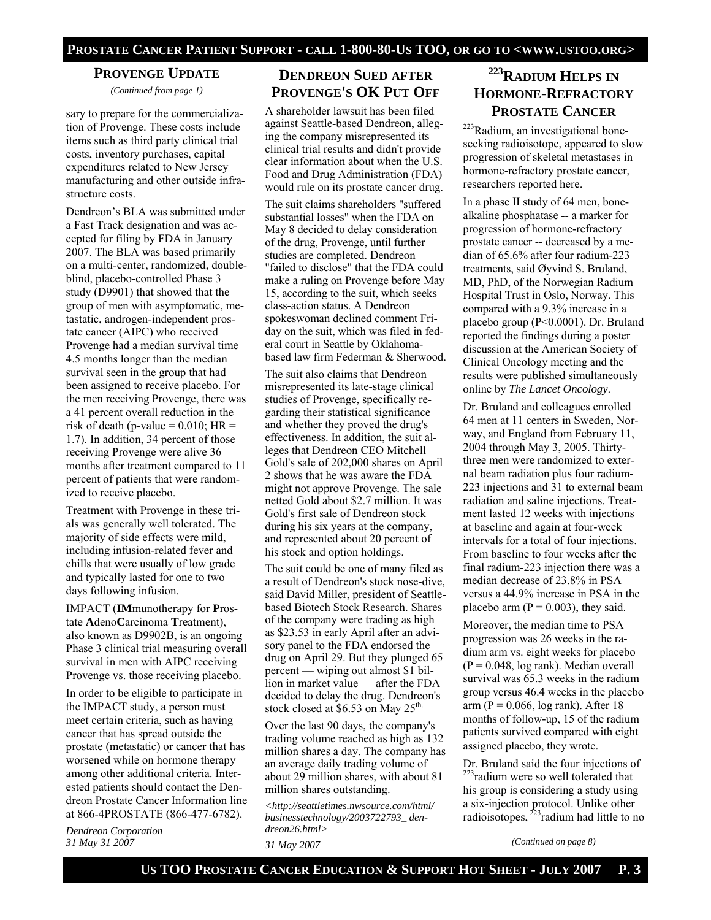## Provenge Update

*(Continued from page 1)*

sary to prepare for the commercialization of Provenge. These costs include items such as third party clinical trial costs, inventory purchases, capital expenditures related to New Jersey manufacturing and other outside infrastructure costs.

Dendreon's BLA was submitted under a Fast Track designation and was accepted for filing by FDA in January 2007. The BLA was based primarily on a multi-center, randomized, double-blind, placebo-controlled Phase 3 study (D9901) that showed that the group of men with asymptomatic, metastatic, androgen-independent prostate cancer (AIPC) who received Provenge had a median survival time 4.5 months longer than the median survival seen in the group that had been assigned to receive placebo. For the men receiving Provenge, there was a 41 percent overall reduction in the risk of death (p-value = 0.010; HR = 1.7). In addition, 34 percent of those receiving Provenge were alive 36 months after treatment compared to 11 percent of patients that were randomized to receive placebo.

Treatment with Provenge in these trials was generally well tolerated. The majority of side effects were mild, including infusion-related fever and chills that were usually of low grade and typically lasted for one to two days following infusion.

IMPACT (**IM**munotherapy for **P**rostate **A**deno**C**arcinoma **T**reatment), also known as D9902B, is an ongoing Phase 3 clinical trial measuring overall survival in men with AIPC receiving Provenge vs. those receiving placebo.

In order to be eligible to participate in the IMPACT study, a person must meet certain criteria, such as having cancer that has spread outside the prostate (metastatic) or cancer that has worsened while on hormone therapy among other additional criteria. Interested patients should contact the Dendreon Prostate Cancer Information line at 866-4PROSTATE (866-477-6782).

*Dendreon Corporation*
*31 May 31 2007*

## Dendreon Sued after Provenge's OK Put Off

A shareholder lawsuit has been filed against Seattle-based Dendreon, alleging the company misrepresented its clinical trial results and didn't provide clear information about when the U.S. Food and Drug Administration (FDA) would rule on its prostate cancer drug.

The suit claims shareholders "suffered substantial losses" when the FDA on May 8 decided to delay consideration of the drug, Provenge, until further studies are completed. Dendreon "failed to disclose" that the FDA could make a ruling on Provenge before May 15, according to the suit, which seeks class-action status. A Dendreon spokeswoman declined comment Friday on the suit, which was filed in federal court in Seattle by Oklahoma-based law firm Federman & Sherwood.

The suit also claims that Dendreon misrepresented its late-stage clinical studies of Provenge, specifically regarding their statistical significance and whether they proved the drug's effectiveness. In addition, the suit alleges that Dendreon CEO Mitchell Gold's sale of 202,000 shares on April 2 shows that he was aware the FDA might not approve Provenge. The sale netted Gold about $2.7 million. It was Gold's first sale of Dendreon stock during his six years at the company, and represented about 20 percent of his stock and option holdings.

The suit could be one of many filed as a result of Dendreon's stock nose-dive, said David Miller, president of Seattle-based Biotech Stock Research. Shares of the company were trading as high as $23.53 in early April after an advisory panel to the FDA endorsed the drug on April 29. But they plunged 65 percent — wiping out almost $1 billion in market value — after the FDA decided to delay the drug. Dendreon's stock closed at $6.53 on May 25th.

Over the last 90 days, the company's trading volume reached as high as 132 million shares a day. The company has an average daily trading volume of about 29 million shares, with about 81 million shares outstanding.

*<http://seattletimes.nwsource.com/html/businesstechnology/2003722793_dendreon26.html>*

*31 May 2007*

## $^{223}$Radium Helps in Hormone-Refractory Prostate Cancer

$^{223}$Radium, an investigational bone-seeking radioisotope, appeared to slow progression of skeletal metastases in hormone-refractory prostate cancer, researchers reported here.

In a phase II study of 64 men, bone-alkaline phosphatase -- a marker for progression of hormone-refractory prostate cancer -- decreased by a median of 65.6% after four radium-223 treatments, said Øyvind S. Bruland, MD, PhD, of the Norwegian Radium Hospital Trust in Oslo, Norway. This compared with a 9.3% increase in a placebo group (P<0.0001). Dr. Bruland reported the findings during a poster discussion at the American Society of Clinical Oncology meeting and the results were published simultaneously online by *The Lancet Oncology*.

Dr. Bruland and colleagues enrolled 64 men at 11 centers in Sweden, Norway, and England from February 11, 2004 through May 3, 2005. Thirty-three men were randomized to external beam radiation plus four radium-223 injections and 31 to external beam radiation and saline injections. Treatment lasted 12 weeks with injections at baseline and again at four-week intervals for a total of four injections. From baseline to four weeks after the final radium-223 injection there was a median decrease of 23.8% in PSA versus a 44.9% increase in PSA in the placebo arm (P = 0.003), they said.

Moreover, the median time to PSA progression was 26 weeks in the radium arm vs. eight weeks for placebo (P = 0.048, log rank). Median overall survival was 65.3 weeks in the radium group versus 46.4 weeks in the placebo arm (P = 0.066, log rank). After 18 months of follow-up, 15 of the radium patients survived compared with eight assigned placebo, they wrote.

Dr. Bruland said the four injections of $^{223}$radium were so well tolerated that his group is considering a study using a six-injection protocol. Unlike other radioisotopes, $^{223}$radium had little to no

*(Continued on page 8)*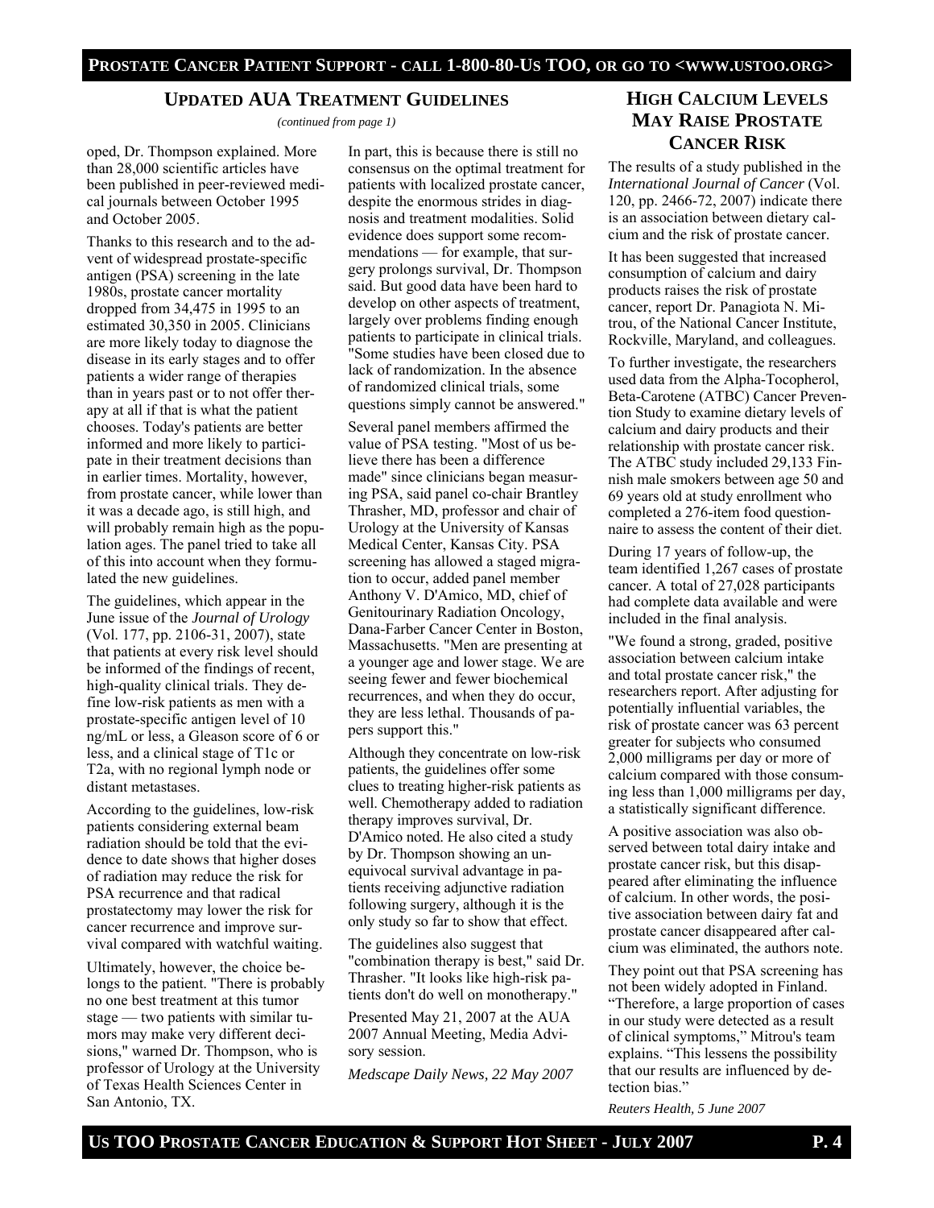## Updated AUA Treatment Guidelines

*(continued from page 1)*

oped, Dr. Thompson explained. More than 28,000 scientific articles have been published in peer-reviewed medical journals between October 1995 and October 2005.

Thanks to this research and to the advent of widespread prostate-specific antigen (PSA) screening in the late 1980s, prostate cancer mortality dropped from 34,475 in 1995 to an estimated 30,350 in 2005. Clinicians are more likely today to diagnose the disease in its early stages and to offer patients a wider range of therapies than in years past or to not offer therapy at all if that is what the patient chooses. Today's patients are better informed and more likely to participate in their treatment decisions than in earlier times. Mortality, however, from prostate cancer, while lower than it was a decade ago, is still high, and will probably remain high as the population ages. The panel tried to take all of this into account when they formulated the new guidelines.

The guidelines, which appear in the June issue of the *Journal of Urology* (Vol. 177, pp. 2106-31, 2007), state that patients at every risk level should be informed of the findings of recent, high-quality clinical trials. They define low-risk patients as men with a prostate-specific antigen level of 10 ng/mL or less, a Gleason score of 6 or less, and a clinical stage of T1c or T2a, with no regional lymph node or distant metastases.

According to the guidelines, low-risk patients considering external beam radiation should be told that the evidence to date shows that higher doses of radiation may reduce the risk for PSA recurrence and that radical prostatectomy may lower the risk for cancer recurrence and improve survival compared with watchful waiting.

Ultimately, however, the choice belongs to the patient. "There is probably no one best treatment at this tumor stage — two patients with similar tumors may make very different decisions," warned Dr. Thompson, who is professor of Urology at the University of Texas Health Sciences Center in San Antonio, TX.

In part, this is because there is still no consensus on the optimal treatment for patients with localized prostate cancer, despite the enormous strides in diagnosis and treatment modalities. Solid evidence does support some recommendations — for example, that surgery prolongs survival, Dr. Thompson said. But good data have been hard to develop on other aspects of treatment, largely over problems finding enough patients to participate in clinical trials. "Some studies have been closed due to lack of randomization. In the absence of randomized clinical trials, some questions simply cannot be answered."

Several panel members affirmed the value of PSA testing. "Most of us believe there has been a difference made" since clinicians began measuring PSA, said panel co-chair Brantley Thrasher, MD, professor and chair of Urology at the University of Kansas Medical Center, Kansas City. PSA screening has allowed a staged migration to occur, added panel member Anthony V. D'Amico, MD, chief of Genitourinary Radiation Oncology, Dana-Farber Cancer Center in Boston, Massachusetts. "Men are presenting at a younger age and lower stage. We are seeing fewer and fewer biochemical recurrences, and when they do occur, they are less lethal. Thousands of papers support this."

Although they concentrate on low-risk patients, the guidelines offer some clues to treating higher-risk patients as well. Chemotherapy added to radiation therapy improves survival, Dr. D'Amico noted. He also cited a study by Dr. Thompson showing an unequivocal survival advantage in patients receiving adjunctive radiation following surgery, although it is the only study so far to show that effect.

The guidelines also suggest that "combination therapy is best," said Dr. Thrasher. "It looks like high-risk patients don't do well on monotherapy."

Presented May 21, 2007 at the AUA 2007 Annual Meeting, Media Advisory session.

*Medscape Daily News, 22 May 2007*

## High Calcium Levels May Raise Prostate Cancer Risk

The results of a study published in the *International Journal of Cancer* (Vol. 120, pp. 2466-72, 2007) indicate there is an association between dietary calcium and the risk of prostate cancer.

It has been suggested that increased consumption of calcium and dairy products raises the risk of prostate cancer, report Dr. Panagiota N. Mitrou, of the National Cancer Institute, Rockville, Maryland, and colleagues.

To further investigate, the researchers used data from the Alpha-Tocopherol, Beta-Carotene (ATBC) Cancer Prevention Study to examine dietary levels of calcium and dairy products and their relationship with prostate cancer risk. The ATBC study included 29,133 Finnish male smokers between age 50 and 69 years old at study enrollment who completed a 276-item food questionnaire to assess the content of their diet.

During 17 years of follow-up, the team identified 1,267 cases of prostate cancer. A total of 27,028 participants had complete data available and were included in the final analysis.

"We found a strong, graded, positive association between calcium intake and total prostate cancer risk," the researchers report. After adjusting for potentially influential variables, the risk of prostate cancer was 63 percent greater for subjects who consumed 2,000 milligrams per day or more of calcium compared with those consuming less than 1,000 milligrams per day, a statistically significant difference.

A positive association was also observed between total dairy intake and prostate cancer risk, but this disappeared after eliminating the influence of calcium. In other words, the positive association between dairy fat and prostate cancer disappeared after calcium was eliminated, the authors note.

They point out that PSA screening has not been widely adopted in Finland. "Therefore, a large proportion of cases in our study were detected as a result of clinical symptoms," Mitrou's team explains. "This lessens the possibility that our results are influenced by detection bias."

*Reuters Health, 5 June 2007*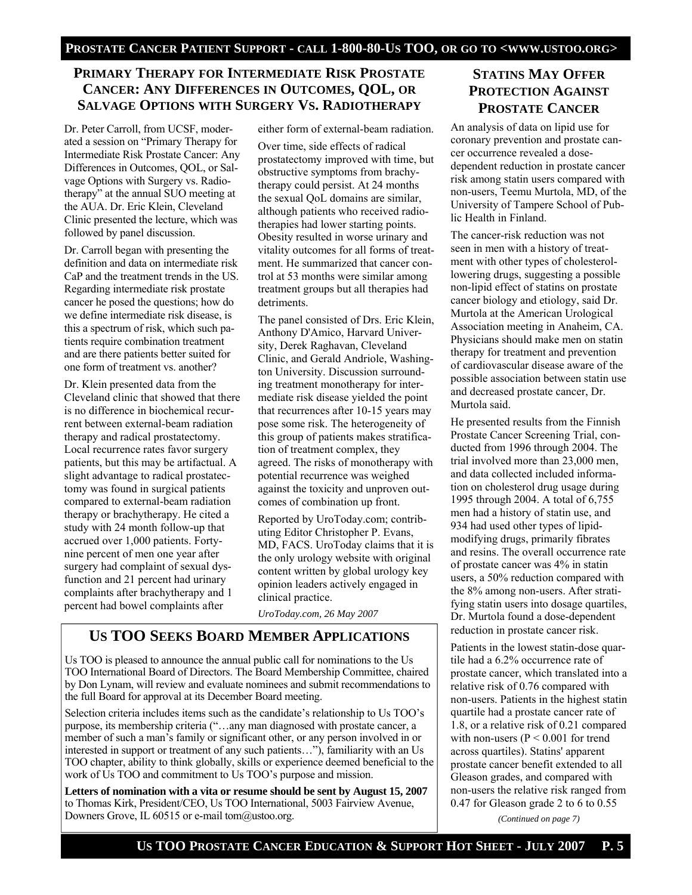## Primary Therapy for Intermediate Risk Prostate Cancer: Any Differences in Outcomes, QOL, or Salvage Options with Surgery Vs. Radiotherapy

Dr. Peter Carroll, from UCSF, moderated a session on "Primary Therapy for Intermediate Risk Prostate Cancer: Any Differences in Outcomes, QOL, or Salvage Options with Surgery vs. Radiotherapy" at the annual SUO meeting at the AUA. Dr. Eric Klein, Cleveland Clinic presented the lecture, which was followed by panel discussion.

Dr. Carroll began with presenting the definition and data on intermediate risk CaP and the treatment trends in the US. Regarding intermediate risk prostate cancer he posed the questions; how do we define intermediate risk disease, is this a spectrum of risk, which such patients require combination treatment and are there patients better suited for one form of treatment vs. another?

Dr. Klein presented data from the Cleveland clinic that showed that there is no difference in biochemical recurrent between external-beam radiation therapy and radical prostatectomy. Local recurrence rates favor surgery patients, but this may be artifactual. A slight advantage to radical prostatectomy was found in surgical patients compared to external-beam radiation therapy or brachytherapy. He cited a study with 24 month follow-up that accrued over 1,000 patients. Forty-nine percent of men one year after surgery had complaint of sexual dysfunction and 21 percent had urinary complaints after brachytherapy and 1 percent had bowel complaints after either form of external-beam radiation.

Over time, side effects of radical prostatectomy improved with time, but obstructive symptoms from brachytherapy could persist. At 24 months the sexual QoL domains are similar, although patients who received radiotherapies had lower starting points. Obesity resulted in worse urinary and vitality outcomes for all forms of treatment. He summarized that cancer control at 53 months were similar among treatment groups but all therapies had detriments.

The panel consisted of Drs. Eric Klein, Anthony D'Amico, Harvard University, Derek Raghavan, Cleveland Clinic, and Gerald Andriole, Washington University. Discussion surrounding treatment monotherapy for intermediate risk disease yielded the point that recurrences after 10-15 years may pose some risk. The heterogeneity of this group of patients makes stratification of treatment complex, they agreed. The risks of monotherapy with potential recurrence was weighed against the toxicity and unproven outcomes of combination up front.

Reported by UroToday.com; contributing Editor Christopher P. Evans, MD, FACS. UroToday claims that it is the only urology website with original content written by global urology key opinion leaders actively engaged in clinical practice.

*UroToday.com, 26 May 2007*

## Us TOO Seeks Board Member Applications

Us TOO is pleased to announce the annual public call for nominations to the Us TOO International Board of Directors. The Board Membership Committee, chaired by Don Lynam, will review and evaluate nominees and submit recommendations to the full Board for approval at its December Board meeting.

Selection criteria includes items such as the candidate's relationship to Us TOO's purpose, its membership criteria ("…any man diagnosed with prostate cancer, a member of such a man's family or significant other, or any person involved in or interested in support or treatment of any such patients…"), familiarity with an Us TOO chapter, ability to think globally, skills or experience deemed beneficial to the work of Us TOO and commitment to Us TOO's purpose and mission.

**Letters of nomination with a vita or resume should be sent by August 15, 2007** to Thomas Kirk, President/CEO, Us TOO International, 5003 Fairview Avenue, Downers Grove, IL 60515 or e-mail tom@ustoo.org.

## Statins May Offer Protection Against Prostate Cancer

An analysis of data on lipid use for coronary prevention and prostate cancer occurrence revealed a dose-dependent reduction in prostate cancer risk among statin users compared with non-users, Teemu Murtola, MD, of the University of Tampere School of Public Health in Finland.

The cancer-risk reduction was not seen in men with a history of treatment with other types of cholesterol-lowering drugs, suggesting a possible non-lipid effect of statins on prostate cancer biology and etiology, said Dr. Murtola at the American Urological Association meeting in Anaheim, CA. Physicians should make men on statin therapy for treatment and prevention of cardiovascular disease aware of the possible association between statin use and decreased prostate cancer, Dr. Murtola said.

He presented results from the Finnish Prostate Cancer Screening Trial, conducted from 1996 through 2004. The trial involved more than 23,000 men, and data collected included information on cholesterol drug usage during 1995 through 2004. A total of 6,755 men had a history of statin use, and 934 had used other types of lipid-modifying drugs, primarily fibrates and resins. The overall occurrence rate of prostate cancer was 4% in statin users, a 50% reduction compared with the 8% among non-users. After stratifying statin users into dosage quartiles, Dr. Murtola found a dose-dependent reduction in prostate cancer risk.

Patients in the lowest statin-dose quartile had a 6.2% occurrence rate of prostate cancer, which translated into a relative risk of 0.76 compared with non-users. Patients in the highest statin quartile had a prostate cancer rate of 1.8, or a relative risk of 0.21 compared with non-users ($P < 0.001$ for trend across quartiles). Statins' apparent prostate cancer benefit extended to all Gleason grades, and compared with non-users the relative risk ranged from 0.47 for Gleason grade 2 to 6 to 0.55

*(Continued on page 7)*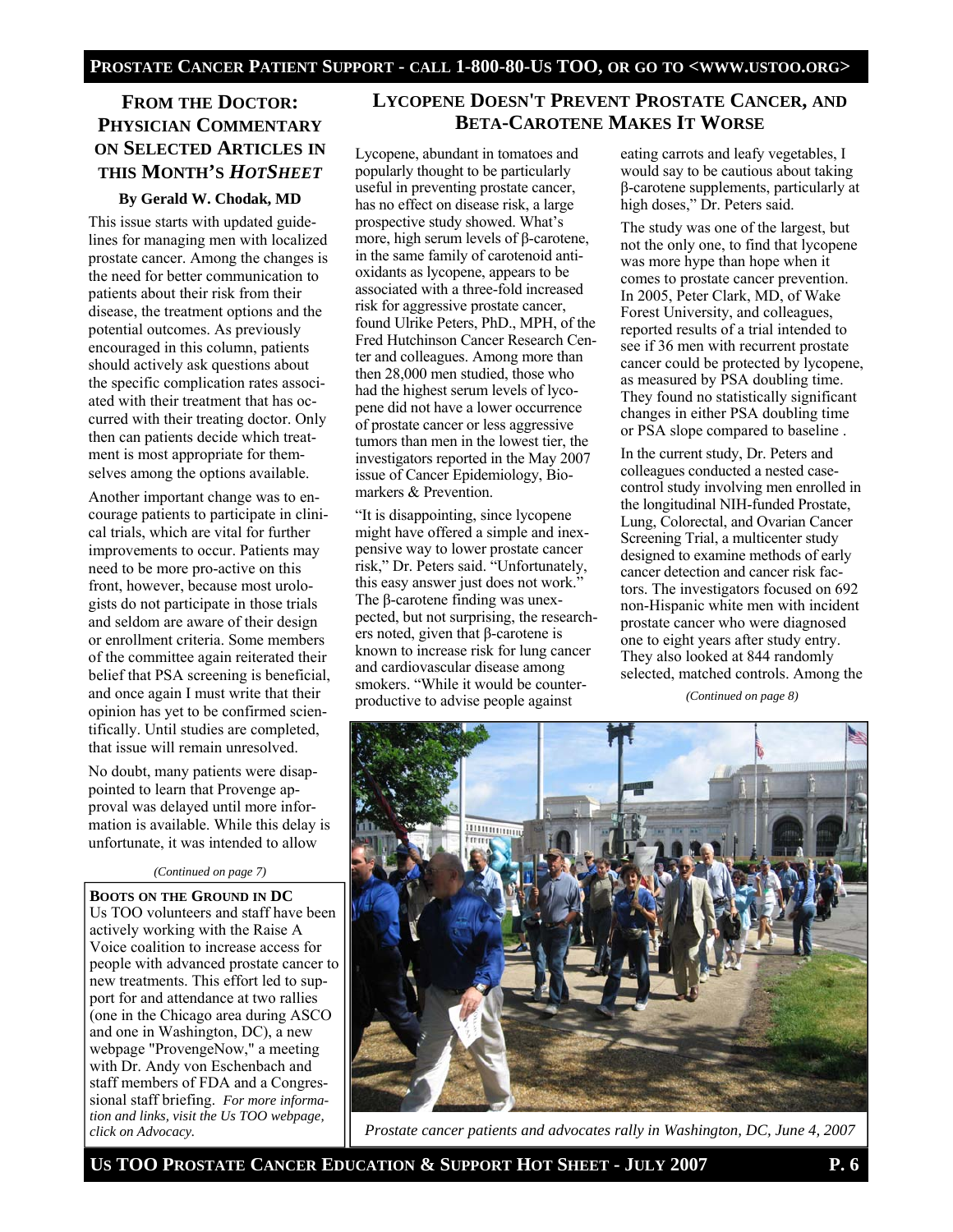## From the Doctor: Physician Commentary on Selected Articles in this Month's *HotSheet*

**By Gerald W. Chodak, MD**

This issue starts with updated guidelines for managing men with localized prostate cancer. Among the changes is the need for better communication to patients about their risk from their disease, the treatment options and the potential outcomes. As previously encouraged in this column, patients should actively ask questions about the specific complication rates associated with their treatment that has occurred with their treating doctor. Only then can patients decide which treatment is most appropriate for themselves among the options available.

Another important change was to encourage patients to participate in clinical trials, which are vital for further improvements to occur. Patients may need to be more pro-active on this front, however, because most urologists do not participate in those trials and seldom are aware of their design or enrollment criteria. Some members of the committee again reiterated their belief that PSA screening is beneficial, and once again I must write that their opinion has yet to be confirmed scientifically. Until studies are completed, that issue will remain unresolved.

No doubt, many patients were disappointed to learn that Provenge approval was delayed until more information is available. While this delay is unfortunate, it was intended to allow

*(Continued on page 7)*

**Boots on the Ground in DC**

Us TOO volunteers and staff have been actively working with the Raise A Voice coalition to increase access for people with advanced prostate cancer to new treatments. This effort led to support for and attendance at two rallies (one in the Chicago area during ASCO and one in Washington, DC), a new webpage "ProvengeNow," a meeting with Dr. Andy von Eschenbach and staff members of FDA and a Congressional staff briefing. *For more information and links, visit the Us TOO webpage, click on Advocacy.*

## Lycopene Doesn't Prevent Prostate Cancer, and Beta-Carotene Makes It Worse

Lycopene, abundant in tomatoes and popularly thought to be particularly useful in preventing prostate cancer, has no effect on disease risk, a large prospective study showed. What's more, high serum levels of β-carotene, in the same family of carotenoid antioxidants as lycopene, appears to be associated with a three-fold increased risk for aggressive prostate cancer, found Ulrike Peters, PhD., MPH, of the Fred Hutchinson Cancer Research Center and colleagues. Among more than then 28,000 men studied, those who had the highest serum levels of lycopene did not have a lower occurrence of prostate cancer or less aggressive tumors than men in the lowest tier, the investigators reported in the May 2007 issue of Cancer Epidemiology, Biomarkers & Prevention.

"It is disappointing, since lycopene might have offered a simple and inexpensive way to lower prostate cancer risk," Dr. Peters said. "Unfortunately, this easy answer just does not work." The β-carotene finding was unexpected, but not surprising, the researchers noted, given that β-carotene is known to increase risk for lung cancer and cardiovascular disease among smokers. "While it would be counterproductive to advise people against eating carrots and leafy vegetables, I would say to be cautious about taking β-carotene supplements, particularly at high doses," Dr. Peters said.

The study was one of the largest, but not the only one, to find that lycopene was more hype than hope when it comes to prostate cancer prevention. In 2005, Peter Clark, MD, of Wake Forest University, and colleagues, reported results of a trial intended to see if 36 men with recurrent prostate cancer could be protected by lycopene, as measured by PSA doubling time. They found no statistically significant changes in either PSA doubling time or PSA slope compared to baseline .

In the current study, Dr. Peters and colleagues conducted a nested case-control study involving men enrolled in the longitudinal NIH-funded Prostate, Lung, Colorectal, and Ovarian Cancer Screening Trial, a multicenter study designed to examine methods of early cancer detection and cancer risk factors. The investigators focused on 692 non-Hispanic white men with incident prostate cancer who were diagnosed one to eight years after study entry. They also looked at 844 randomly selected, matched controls. Among the

*(Continued on page 8)*

*Prostate cancer patients and advocates rally in Washington, DC, June 4, 2007*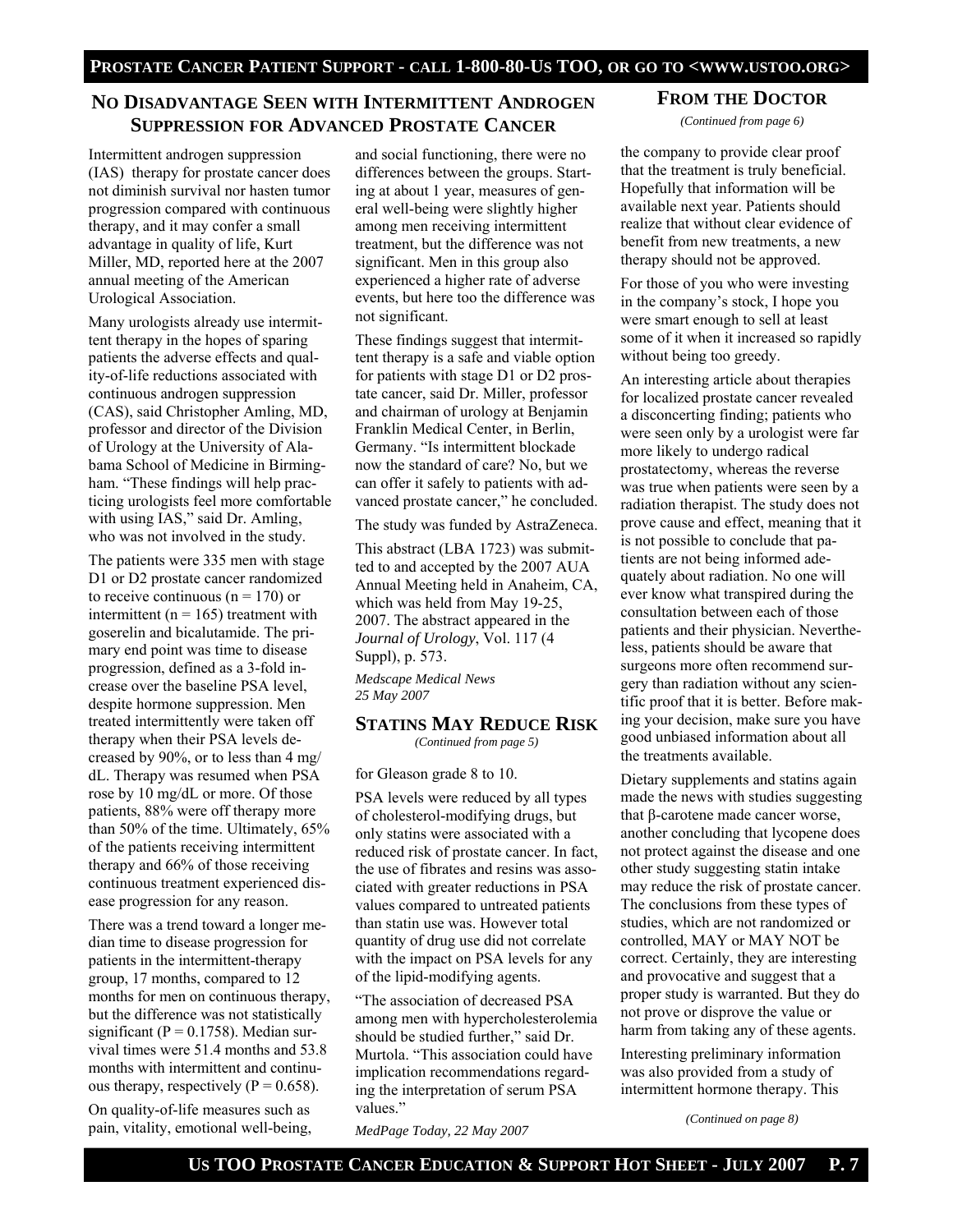## No Disadvantage Seen with Intermittent Androgen Suppression for Advanced Prostate Cancer

Intermittent androgen suppression (IAS) therapy for prostate cancer does not diminish survival nor hasten tumor progression compared with continuous therapy, and it may confer a small advantage in quality of life, Kurt Miller, MD, reported here at the 2007 annual meeting of the American Urological Association.

Many urologists already use intermittent therapy in the hopes of sparing patients the adverse effects and quality-of-life reductions associated with continuous androgen suppression (CAS), said Christopher Amling, MD, professor and director of the Division of Urology at the University of Alabama School of Medicine in Birmingham. "These findings will help practicing urologists feel more comfortable with using IAS," said Dr. Amling, who was not involved in the study.

The patients were 335 men with stage D1 or D2 prostate cancer randomized to receive continuous ($n = 170$) or intermittent ($n = 165$) treatment with goserelin and bicalutamide. The primary end point was time to disease progression, defined as a 3-fold increase over the baseline PSA level, despite hormone suppression. Men treated intermittently were taken off therapy when their PSA levels decreased by 90%, or to less than 4 mg/dL. Therapy was resumed when PSA rose by 10 mg/dL or more. Of those patients, 88% were off therapy more than 50% of the time. Ultimately, 65% of the patients receiving intermittent therapy and 66% of those receiving continuous treatment experienced disease progression for any reason.

There was a trend toward a longer median time to disease progression for patients in the intermittent-therapy group, 17 months, compared to 12 months for men on continuous therapy, but the difference was not statistically significant ($P = 0.1758$). Median survival times were 51.4 months and 53.8 months with intermittent and continuous therapy, respectively ($P = 0.658$).

On quality-of-life measures such as pain, vitality, emotional well-being, and social functioning, there were no differences between the groups. Starting at about 1 year, measures of general well-being were slightly higher among men receiving intermittent treatment, but the difference was not significant. Men in this group also experienced a higher rate of adverse events, but here too the difference was not significant.

These findings suggest that intermittent therapy is a safe and viable option for patients with stage D1 or D2 prostate cancer, said Dr. Miller, professor and chairman of urology at Benjamin Franklin Medical Center, in Berlin, Germany. "Is intermittent blockade now the standard of care? No, but we can offer it safely to patients with advanced prostate cancer," he concluded.

The study was funded by AstraZeneca.

This abstract (LBA 1723) was submitted to and accepted by the 2007 AUA Annual Meeting held in Anaheim, CA, which was held from May 19-25, 2007. The abstract appeared in the *Journal of Urology*, Vol. 117 (4 Suppl), p. 573.

*Medscape Medical News*
*25 May 2007*

## Statins May Reduce Risk

*(Continued from page 5)*

for Gleason grade 8 to 10.

PSA levels were reduced by all types of cholesterol-modifying drugs, but only statins were associated with a reduced risk of prostate cancer. In fact, the use of fibrates and resins was associated with greater reductions in PSA values compared to untreated patients than statin use was. However total quantity of drug use did not correlate with the impact on PSA levels for any of the lipid-modifying agents.

"The association of decreased PSA among men with hypercholesterolemia should be studied further," said Dr. Murtola. "This association could have implication recommendations regarding the interpretation of serum PSA values."

*MedPage Today, 22 May 2007*

## From the Doctor

*(Continued from page 6)*

the company to provide clear proof that the treatment is truly beneficial. Hopefully that information will be available next year. Patients should realize that without clear evidence of benefit from new treatments, a new therapy should not be approved.

For those of you who were investing in the company's stock, I hope you were smart enough to sell at least some of it when it increased so rapidly without being too greedy.

An interesting article about therapies for localized prostate cancer revealed a disconcerting finding; patients who were seen only by a urologist were far more likely to undergo radical prostatectomy, whereas the reverse was true when patients were seen by a radiation therapist. The study does not prove cause and effect, meaning that it is not possible to conclude that patients are not being informed adequately about radiation. No one will ever know what transpired during the consultation between each of those patients and their physician. Nevertheless, patients should be aware that surgeons more often recommend surgery than radiation without any scientific proof that it is better. Before making your decision, make sure you have good unbiased information about all the treatments available.

Dietary supplements and statins again made the news with studies suggesting that β-carotene made cancer worse, another concluding that lycopene does not protect against the disease and one other study suggesting statin intake may reduce the risk of prostate cancer. The conclusions from these types of studies, which are not randomized or controlled, MAY or MAY NOT be correct. Certainly, they are interesting and provocative and suggest that a proper study is warranted. But they do not prove or disprove the value or harm from taking any of these agents.

Interesting preliminary information was also provided from a study of intermittent hormone therapy. This

*(Continued on page 8)*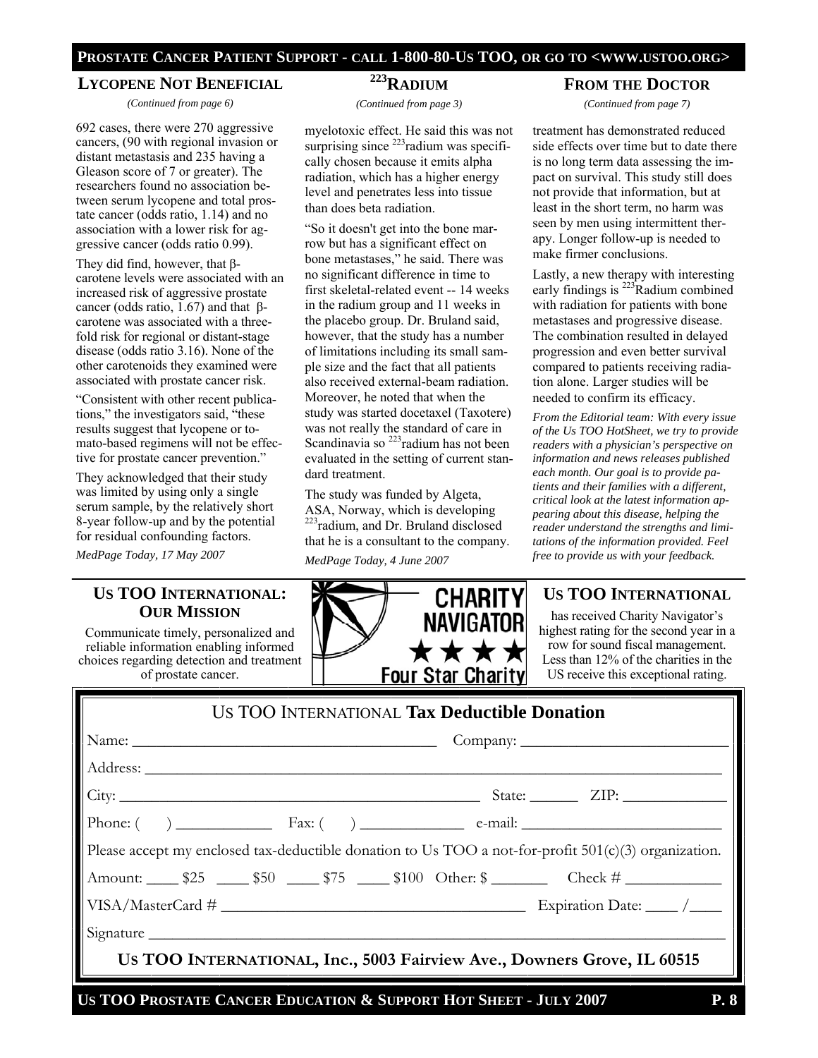## Lycopene Not Beneficial

*(Continued from page 6)*

692 cases, there were 270 aggressive cancers, (90 with regional invasion or distant metastasis and 235 having a Gleason score of 7 or greater). The researchers found no association between serum lycopene and total prostate cancer (odds ratio, 1.14) and no association with a lower risk for aggressive cancer (odds ratio 0.99).

They did find, however, that β-carotene levels were associated with an increased risk of aggressive prostate cancer (odds ratio, 1.67) and that β-carotene was associated with a three-fold risk for regional or distant-stage disease (odds ratio 3.16). None of the other carotenoids they examined were associated with prostate cancer risk.

"Consistent with other recent publications," the investigators said, "these results suggest that lycopene or tomato-based regimens will not be effective for prostate cancer prevention."

They acknowledged that their study was limited by using only a single serum sample, by the relatively short 8-year follow-up and by the potential for residual confounding factors.

*MedPage Today, 17 May 2007*

## $^{223}$Radium

*(Continued from page 3)*

myelotoxic effect. He said this was not surprising since $^{223}$radium was specifically chosen because it emits alpha radiation, which has a higher energy level and penetrates less into tissue than does beta radiation.

"So it doesn't get into the bone marrow but has a significant effect on bone metastases," he said. There was no significant difference in time to first skeletal-related event -- 14 weeks in the radium group and 11 weeks in the placebo group. Dr. Bruland said, however, that the study has a number of limitations including its small sample size and the fact that all patients also received external-beam radiation. Moreover, he noted that when the study was started docetaxel (Taxotere) was not really the standard of care in Scandinavia so $^{223}$radium has not been evaluated in the setting of current standard treatment.

The study was funded by Algeta, ASA, Norway, which is developing $^{223}$radium, and Dr. Bruland disclosed that he is a consultant to the company.

*MedPage Today, 4 June 2007*

## From the Doctor

*(Continued from page 7)*

treatment has demonstrated reduced side effects over time but to date there is no long term data assessing the impact on survival. This study still does not provide that information, but at least in the short term, no harm was seen by men using intermittent therapy. Longer follow-up is needed to make firmer conclusions.

Lastly, a new therapy with interesting early findings is $^{223}$Radium combined with radiation for patients with bone metastases and progressive disease. The combination resulted in delayed progression and even better survival compared to patients receiving radiation alone. Larger studies will be needed to confirm its efficacy.

*From the Editorial team: With every issue of the Us TOO HotSheet, we try to provide readers with a physician's perspective on information and news releases published each month. Our goal is to provide patients and their families with a different, critical look at the latest information appearing about this disease, helping the reader understand the strengths and limitations of the information provided. Feel free to provide us with your feedback.*

## Us TOO International: Our Mission

Communicate timely, personalized and reliable information enabling informed choices regarding detection and treatment of prostate cancer.

CHARITY NAVIGATOR ★★★★ Four Star Charity

## Us TOO International

has received Charity Navigator's highest rating for the second year in a row for sound fiscal management. Less than 12% of the charities in the US receive this exceptional rating.

## Us TOO International **Tax Deductible Donation**

Name: ______________________________ Company: ______________________

Address: ____________________________________________________________

City: ______________________________ State: ______ ZIP: ____________

Phone: ( ) ____________ Fax: ( ) ____________ e-mail: ____________________

Please accept my enclosed tax-deductible donation to Us TOO a not-for-profit 501(c)(3) organization.

Amount: ____ $25 ____ $50 ____ $75 ____ $100 Other: $ _______ Check # ___________

VISA/MasterCard # ________________________________ Expiration Date: ____ /____

Signature ___________________________________________________________

**Us TOO International, Inc., 5003 Fairview Ave., Downers Grove, IL 60515**